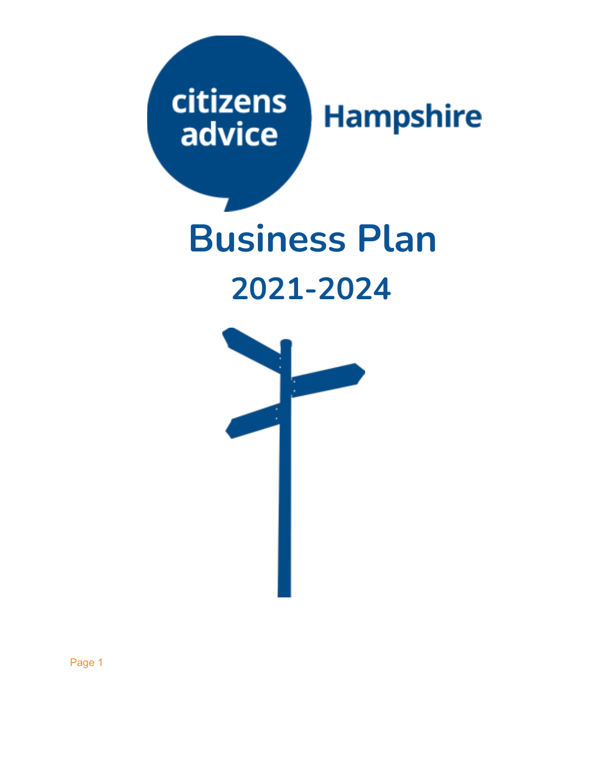citizens advice Hampshire

# Business Plan

## 2021-2024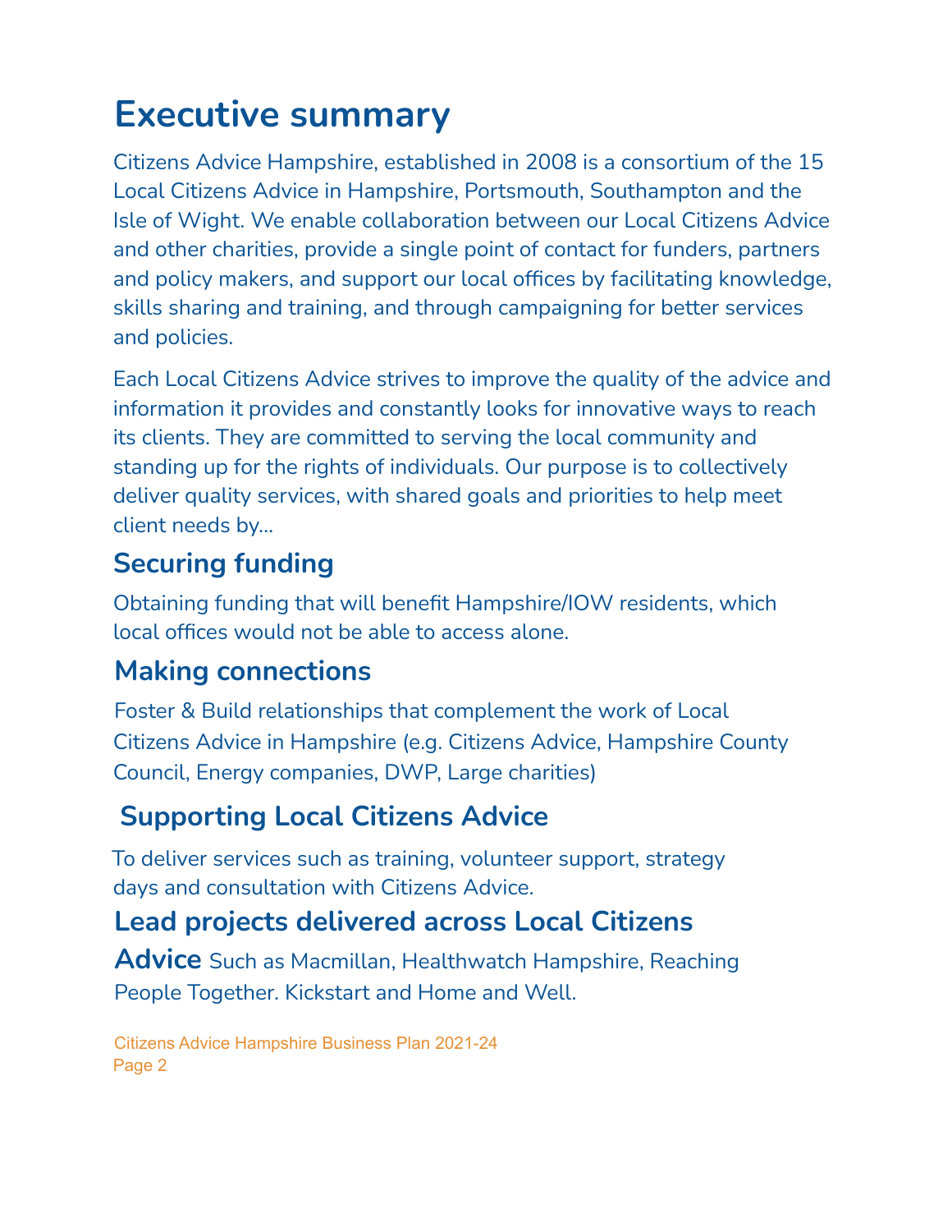# Executive summary

Citizens Advice Hampshire, established in 2008 is a consortium of the 15 Local Citizens Advice in Hampshire, Portsmouth, Southampton and the Isle of Wight. We enable collaboration between our Local Citizens Advice and other charities, provide a single point of contact for funders, partners and policy makers, and support our local offices by facilitating knowledge, skills sharing and training, and through campaigning for better services and policies.

Each Local Citizens Advice strives to improve the quality of the advice and information it provides and constantly looks for innovative ways to reach its clients. They are committed to serving the local community and standing up for the rights of individuals. Our purpose is to collectively deliver quality services, with shared goals and priorities to help meet client needs by...

## Securing funding

Obtaining funding that will benefit Hampshire/IOW residents, which local offices would not be able to access alone.

## Making connections

Foster & Build relationships that complement the work of Local Citizens Advice in Hampshire (e.g. Citizens Advice, Hampshire County Council, Energy companies, DWP, Large charities)

## Supporting Local Citizens Advice

To deliver services such as training, volunteer support, strategy days and consultation with Citizens Advice.

## Lead projects delivered across Local Citizens Advice

Such as Macmillan, Healthwatch Hampshire, Reaching People Together. Kickstart and Home and Well.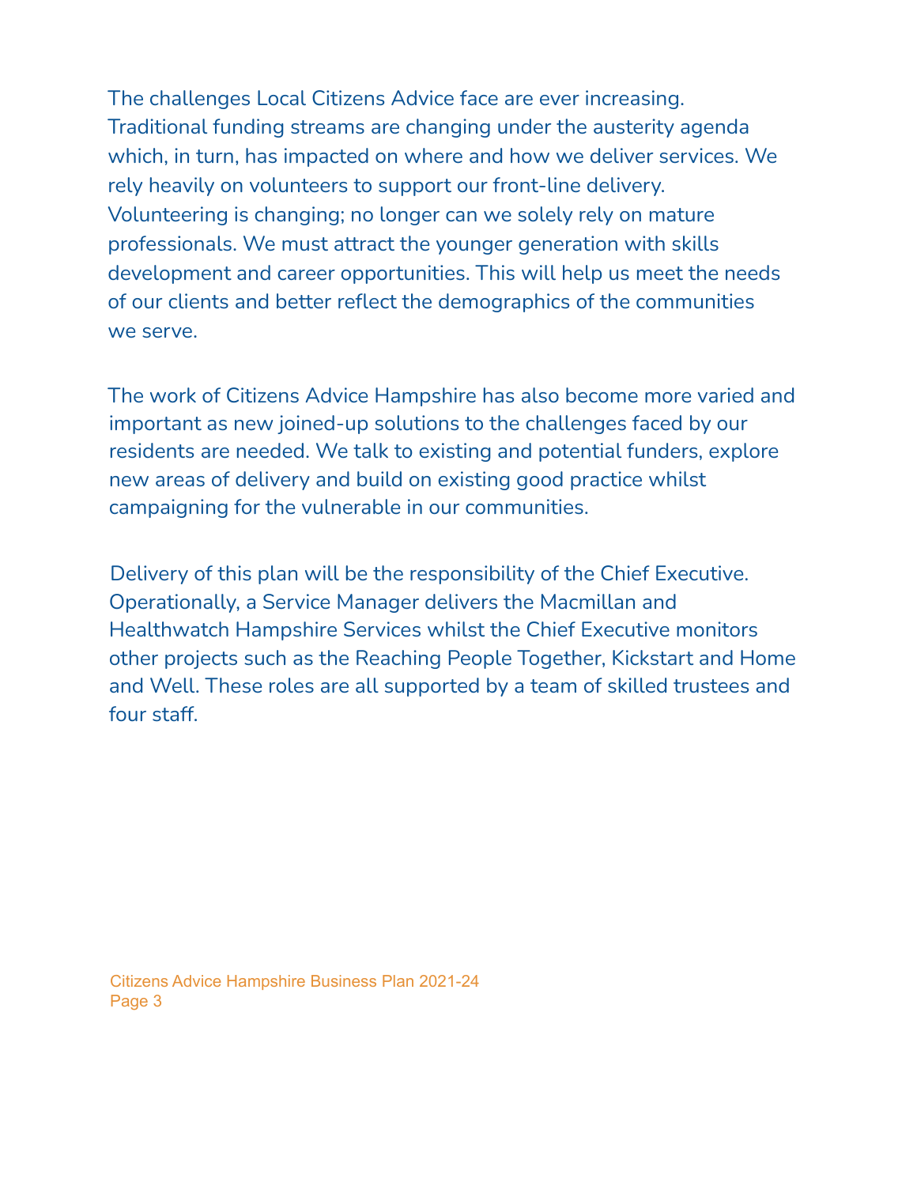The challenges Local Citizens Advice face are ever increasing. Traditional funding streams are changing under the austerity agenda which, in turn, has impacted on where and how we deliver services. We rely heavily on volunteers to support our front-line delivery. Volunteering is changing; no longer can we solely rely on mature professionals. We must attract the younger generation with skills development and career opportunities. This will help us meet the needs of our clients and better reflect the demographics of the communities we serve.

The work of Citizens Advice Hampshire has also become more varied and important as new joined-up solutions to the challenges faced by our residents are needed. We talk to existing and potential funders, explore new areas of delivery and build on existing good practice whilst campaigning for the vulnerable in our communities.

Delivery of this plan will be the responsibility of the Chief Executive. Operationally, a Service Manager delivers the Macmillan and Healthwatch Hampshire Services whilst the Chief Executive monitors other projects such as the Reaching People Together, Kickstart and Home and Well. These roles are all supported by a team of skilled trustees and four staff.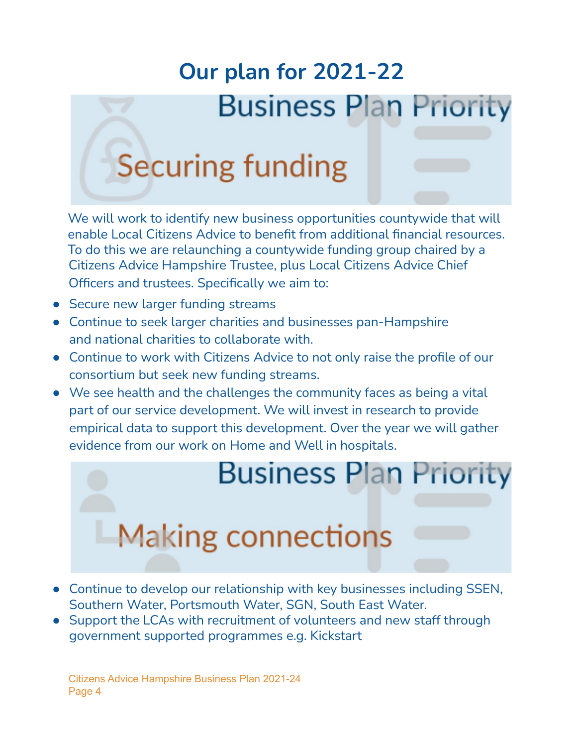# Our plan for 2021-22

## Business Plan Priority

### Securing funding

We will work to identify new business opportunities countywide that will enable Local Citizens Advice to benefit from additional financial resources. To do this we are relaunching a countywide funding group chaired by a Citizens Advice Hampshire Trustee, plus Local Citizens Advice Chief Officers and trustees. Specifically we aim to:

- Secure new larger funding streams
- Continue to seek larger charities and businesses pan-Hampshire and national charities to collaborate with.
- Continue to work with Citizens Advice to not only raise the profile of our consortium but seek new funding streams.
- We see health and the challenges the community faces as being a vital part of our service development. We will invest in research to provide empirical data to support this development. Over the year we will gather evidence from our work on Home and Well in hospitals.

## Business Plan Priority

### Making connections

- Continue to develop our relationship with key businesses including SSEN, Southern Water, Portsmouth Water, SGN, South East Water.
- Support the LCAs with recruitment of volunteers and new staff through government supported programmes e.g. Kickstart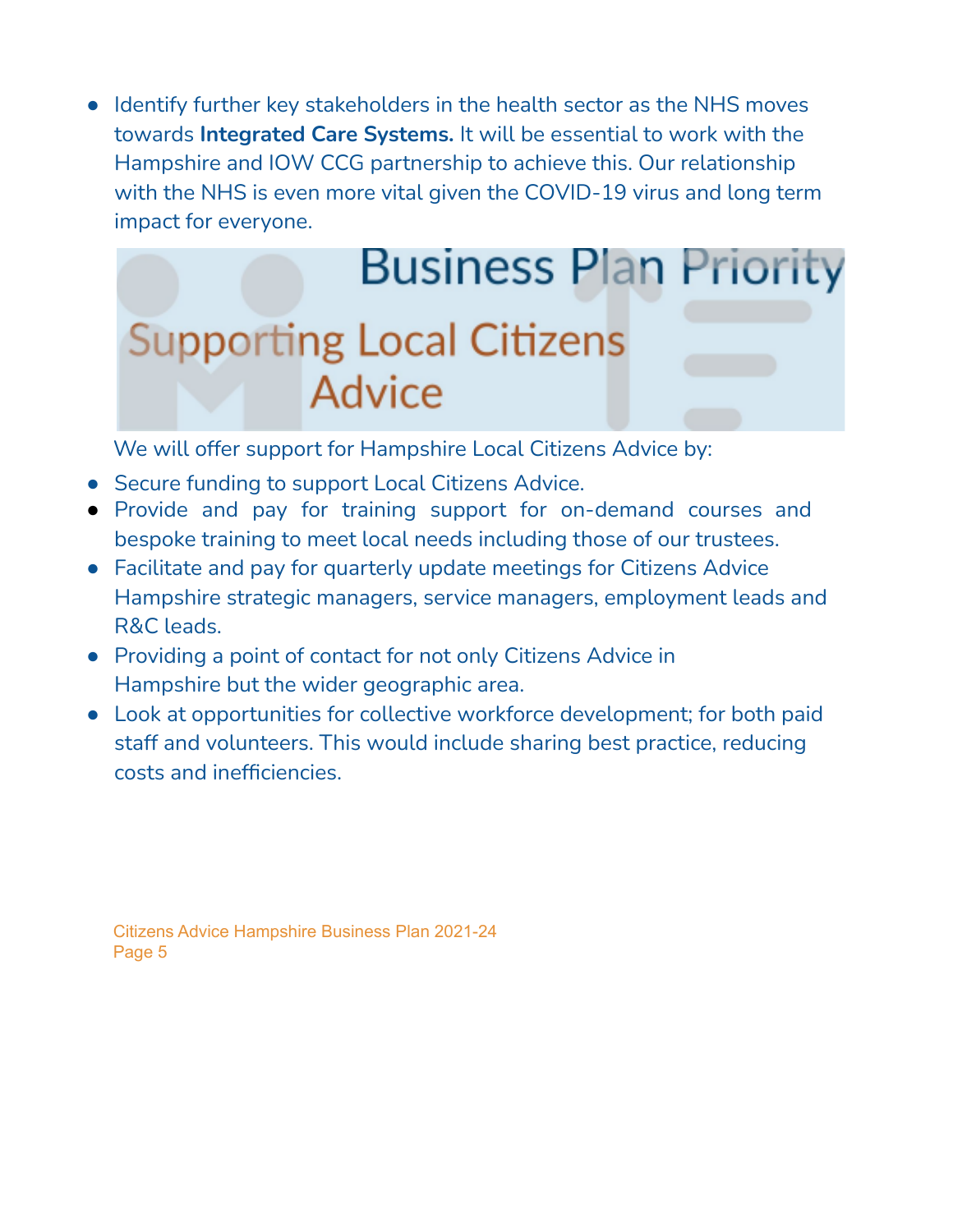- Identify further key stakeholders in the health sector as the NHS moves towards **Integrated Care Systems.** It will be essential to work with the Hampshire and IOW CCG partnership to achieve this. Our relationship with the NHS is even more vital given the COVID-19 virus and long term impact for everyone.

## Business Plan Priority

## Supporting Local Citizens Advice

We will offer support for Hampshire Local Citizens Advice by:

- Secure funding to support Local Citizens Advice.
- Provide and pay for training support for on-demand courses and bespoke training to meet local needs including those of our trustees.
- Facilitate and pay for quarterly update meetings for Citizens Advice Hampshire strategic managers, service managers, employment leads and R&C leads.
- Providing a point of contact for not only Citizens Advice in Hampshire but the wider geographic area.
- Look at opportunities for collective workforce development; for both paid staff and volunteers. This would include sharing best practice, reducing costs and inefficiencies.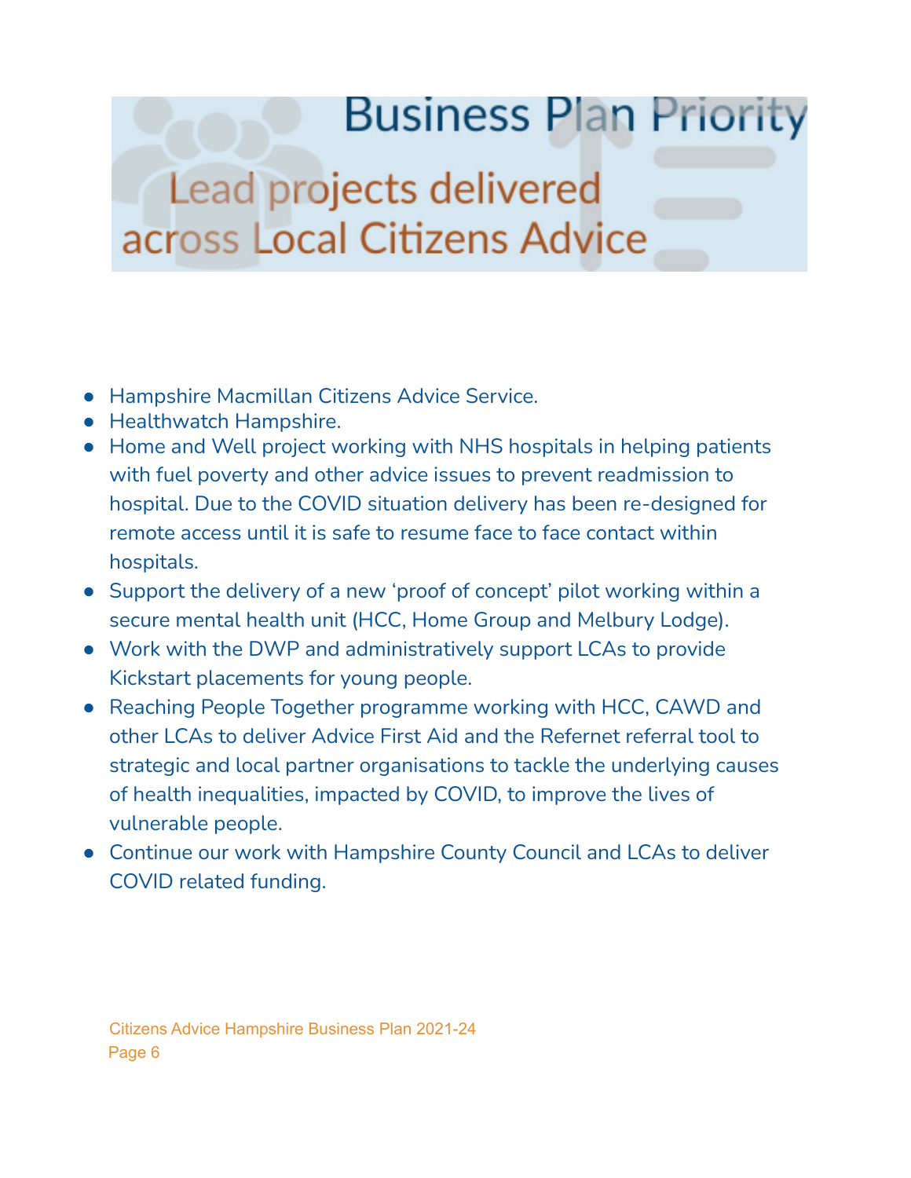# Business Plan Priority

## Lead projects delivered across Local Citizens Advice

- Hampshire Macmillan Citizens Advice Service.
- Healthwatch Hampshire.
- Home and Well project working with NHS hospitals in helping patients with fuel poverty and other advice issues to prevent readmission to hospital. Due to the COVID situation delivery has been re-designed for remote access until it is safe to resume face to face contact within hospitals.
- Support the delivery of a new 'proof of concept' pilot working within a secure mental health unit (HCC, Home Group and Melbury Lodge).
- Work with the DWP and administratively support LCAs to provide Kickstart placements for young people.
- Reaching People Together programme working with HCC, CAWD and other LCAs to deliver Advice First Aid and the Refernet referral tool to strategic and local partner organisations to tackle the underlying causes of health inequalities, impacted by COVID, to improve the lives of vulnerable people.
- Continue our work with Hampshire County Council and LCAs to deliver COVID related funding.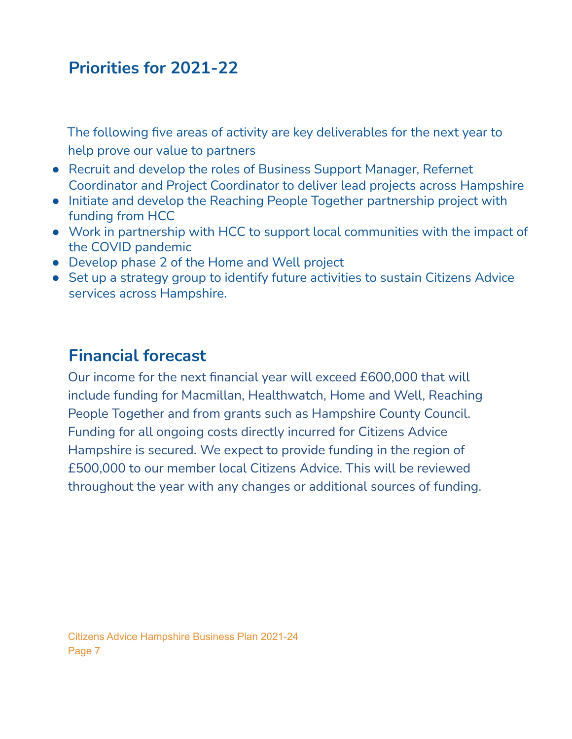## Priorities for 2021-22

The following five areas of activity are key deliverables for the next year to help prove our value to partners

- Recruit and develop the roles of Business Support Manager, Refernet Coordinator and Project Coordinator to deliver lead projects across Hampshire
- Initiate and develop the Reaching People Together partnership project with funding from HCC
- Work in partnership with HCC to support local communities with the impact of the COVID pandemic
- Develop phase 2 of the Home and Well project
- Set up a strategy group to identify future activities to sustain Citizens Advice services across Hampshire.

## Financial forecast

Our income for the next financial year will exceed £600,000 that will include funding for Macmillan, Healthwatch, Home and Well, Reaching People Together and from grants such as Hampshire County Council. Funding for all ongoing costs directly incurred for Citizens Advice Hampshire is secured. We expect to provide funding in the region of £500,000 to our member local Citizens Advice. This will be reviewed throughout the year with any changes or additional sources of funding.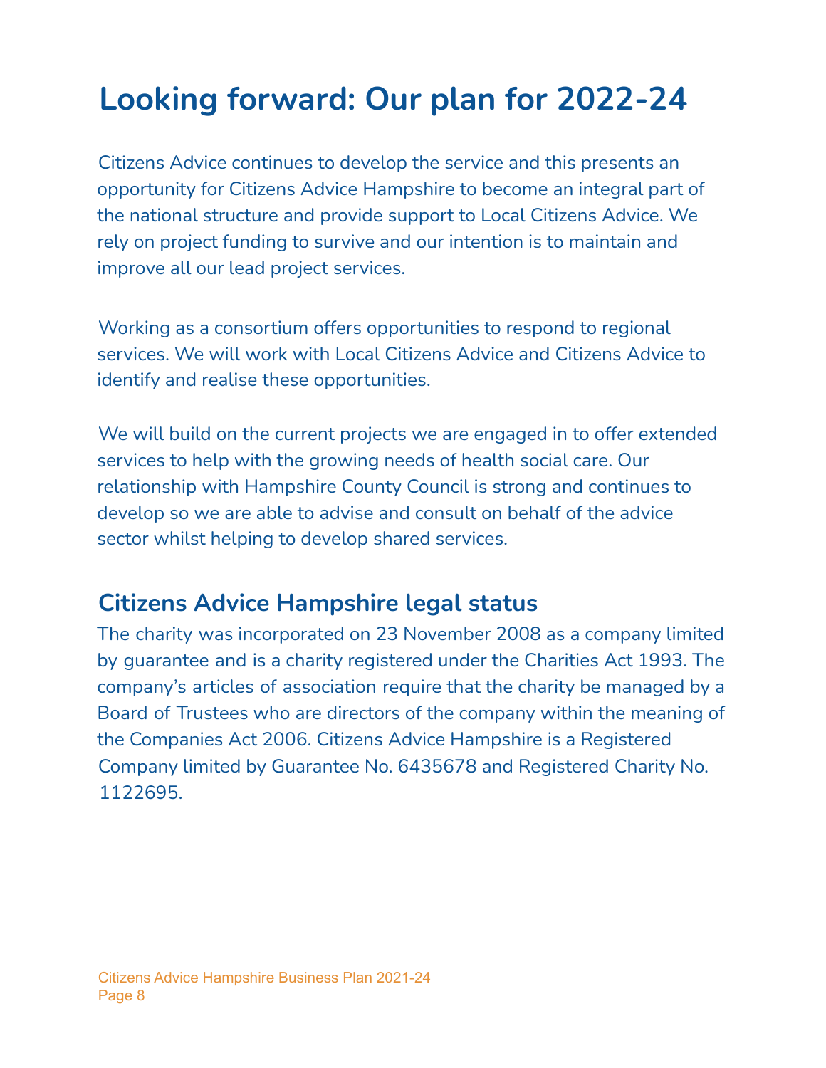# Looking forward: Our plan for 2022-24

Citizens Advice continues to develop the service and this presents an opportunity for Citizens Advice Hampshire to become an integral part of the national structure and provide support to Local Citizens Advice. We rely on project funding to survive and our intention is to maintain and improve all our lead project services.

Working as a consortium offers opportunities to respond to regional services. We will work with Local Citizens Advice and Citizens Advice to identify and realise these opportunities.

We will build on the current projects we are engaged in to offer extended services to help with the growing needs of health social care. Our relationship with Hampshire County Council is strong and continues to develop so we are able to advise and consult on behalf of the advice sector whilst helping to develop shared services.

## Citizens Advice Hampshire legal status

The charity was incorporated on 23 November 2008 as a company limited by guarantee and is a charity registered under the Charities Act 1993. The company's articles of association require that the charity be managed by a Board of Trustees who are directors of the company within the meaning of the Companies Act 2006. Citizens Advice Hampshire is a Registered Company limited by Guarantee No. 6435678 and Registered Charity No. 1122695.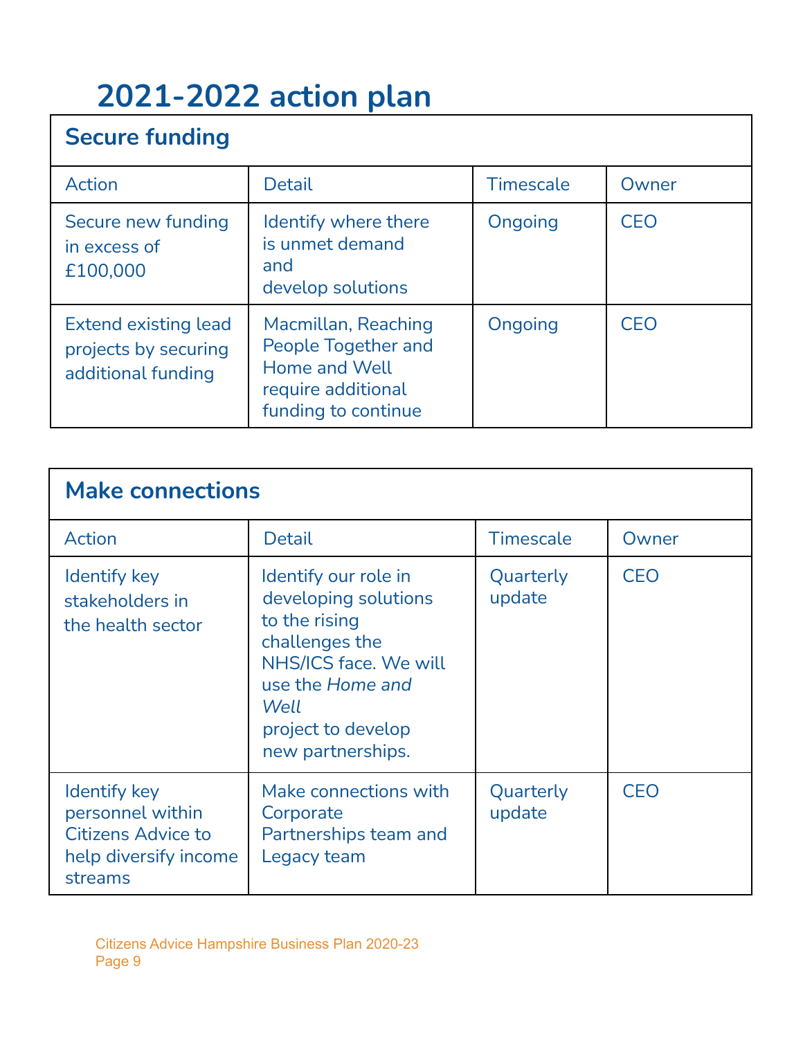# 2021-2022 action plan

## Secure funding

| Action | Detail | Timescale | Owner |
|---|---|---|---|
| Secure new funding in excess of £100,000 | Identify where there is unmet demand and develop solutions | Ongoing | CEO |
| Extend existing lead projects by securing additional funding | Macmillan, Reaching People Together and Home and Well require additional funding to continue | Ongoing | CEO |

## Make connections

| Action | Detail | Timescale | Owner |
|---|---|---|---|
| Identify key stakeholders in the health sector | Identify our role in developing solutions to the rising challenges the NHS/ICS face. We will use the *Home and Well* project to develop new partnerships. | Quarterly update | CEO |
| Identify key personnel within Citizens Advice to help diversify income streams | Make connections with Corporate Partnerships team and Legacy team | Quarterly update | CEO |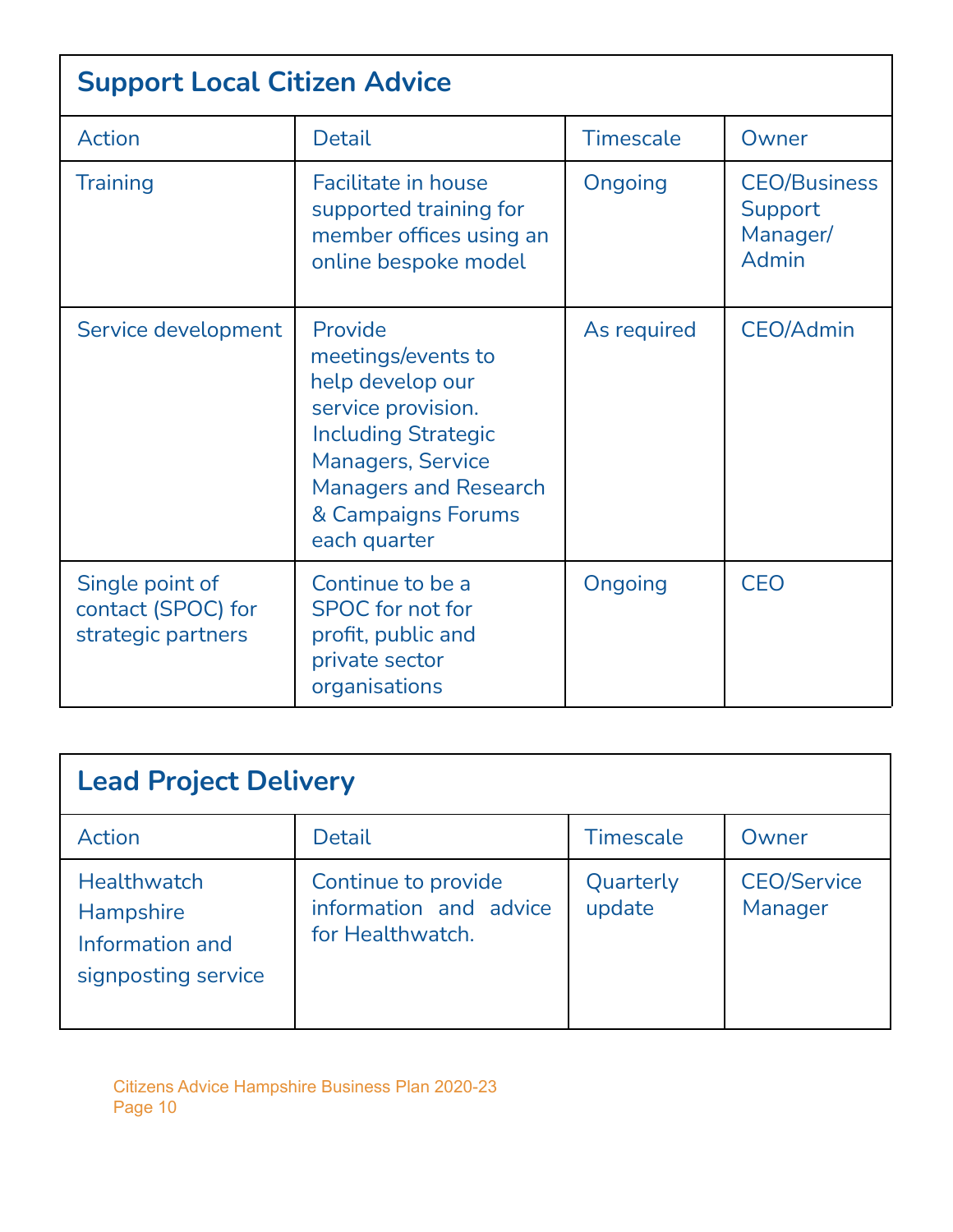| Support Local Citizen Advice | | | |
|---|---|---|---|
| Action | Detail | Timescale | Owner |
| Training | Facilitate in house supported training for member offices using an online bespoke model | Ongoing | CEO/Business Support Manager/ Admin |
| Service development | Provide meetings/events to help develop our service provision. Including Strategic Managers, Service Managers and Research & Campaigns Forums each quarter | As required | CEO/Admin |
| Single point of contact (SPOC) for strategic partners | Continue to be a SPOC for not for profit, public and private sector organisations | Ongoing | CEO |

| Lead Project Delivery | | | |
|---|---|---|---|
| Action | Detail | Timescale | Owner |
| Healthwatch Hampshire Information and signposting service | Continue to provide information and advice for Healthwatch. | Quarterly update | CEO/Service Manager |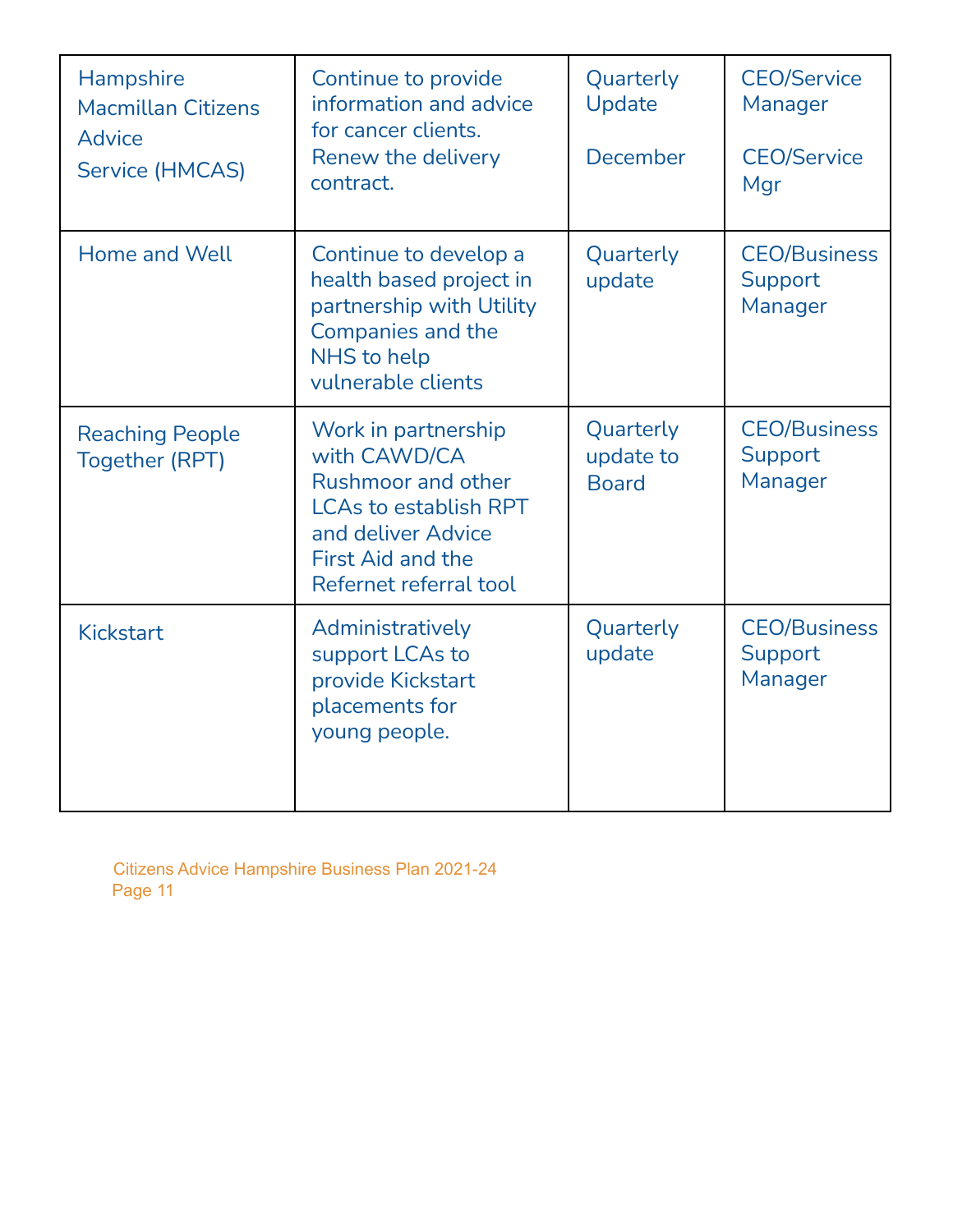| | | | |
|---|---|---|---|
| Hampshire Macmillan Citizens Advice Service (HMCAS) | Continue to provide information and advice for cancer clients. Renew the delivery contract. | Quarterly Update<br><br>December | CEO/Service Manager<br><br>CEO/Service Mgr |
| Home and Well | Continue to develop a health based project in partnership with Utility Companies and the NHS to help vulnerable clients | Quarterly update | CEO/Business Support Manager |
| Reaching People Together (RPT) | Work in partnership with CAWD/CA Rushmoor and other LCAs to establish RPT and deliver Advice First Aid and the Refernet referral tool | Quarterly update to Board | CEO/Business Support Manager |
| Kickstart | Administratively support LCAs to provide Kickstart placements for young people. | Quarterly update | CEO/Business Support Manager |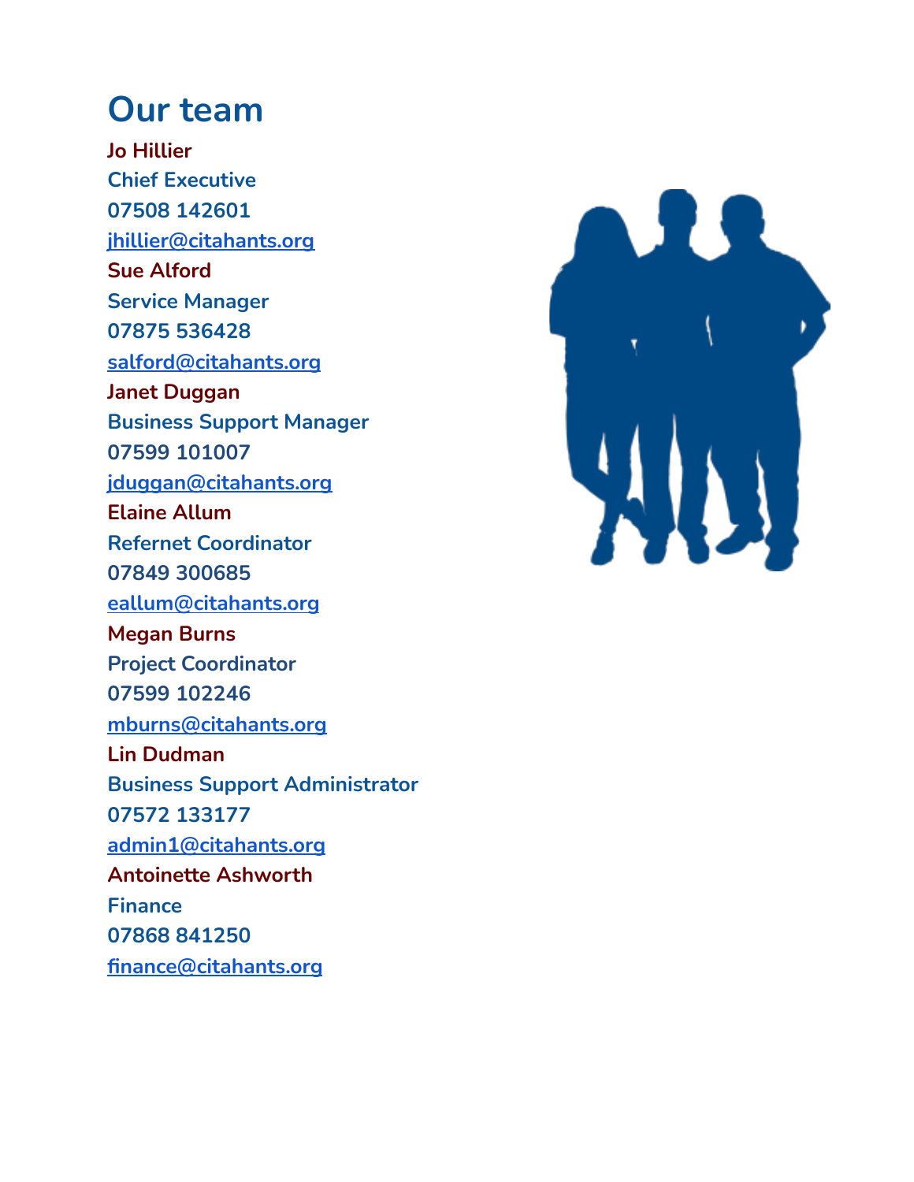# Our team

**Jo Hillier**
**Chief Executive**
**07508 142601**
**jhillier@citahants.org**

**Sue Alford**
**Service Manager**
**07875 536428**
**salford@citahants.org**

**Janet Duggan**
**Business Support Manager**
**07599 101007**
**jduggan@citahants.org**

**Elaine Allum**
**Refernet Coordinator**
**07849 300685**
**eallum@citahants.org**

**Megan Burns**
**Project Coordinator**
**07599 102246**
**mburns@citahants.org**

**Lin Dudman**
**Business Support Administrator**
**07572 133177**
**admin1@citahants.org**

**Antoinette Ashworth**
**Finance**
**07868 841250**
**finance@citahants.org**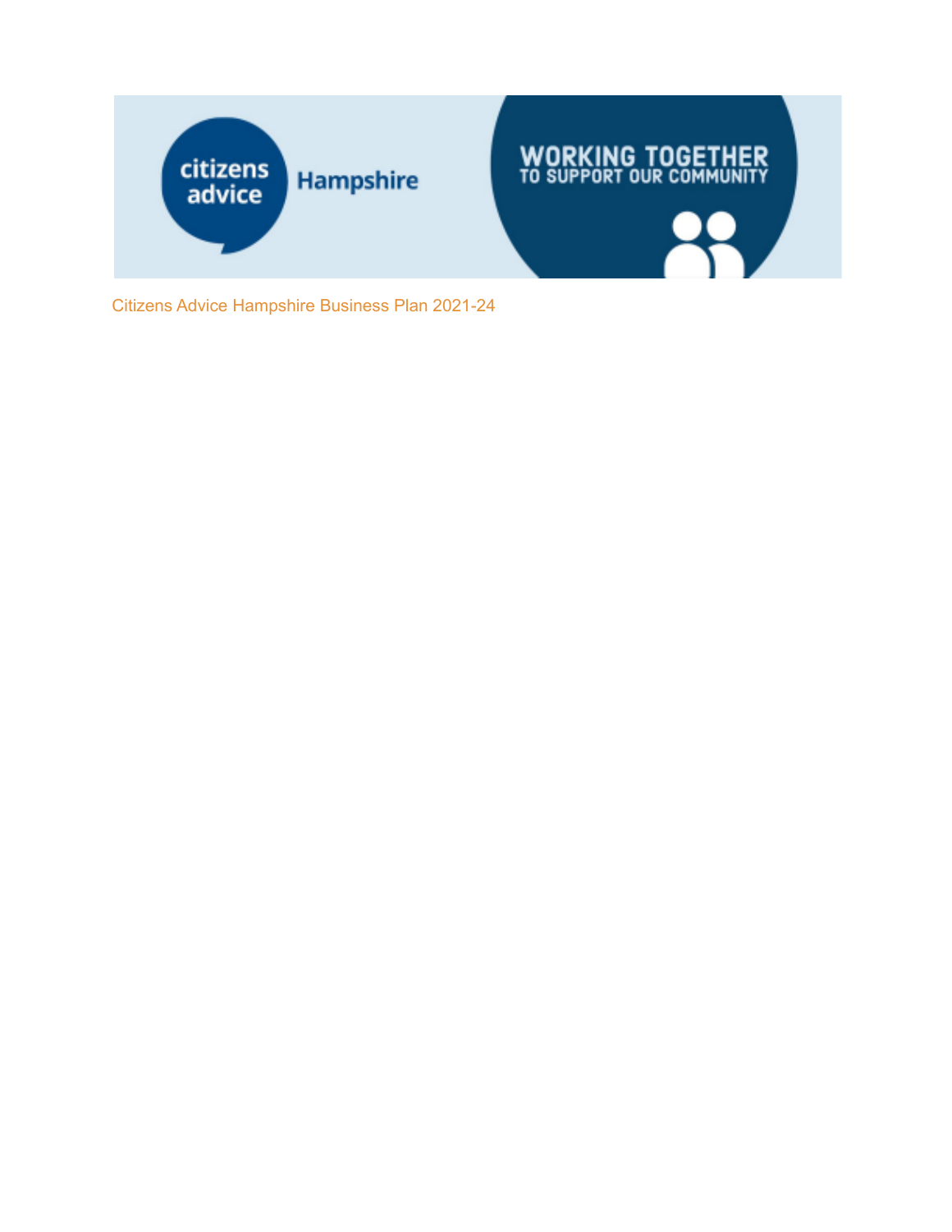Citizens Advice Hampshire Business Plan 2021-24